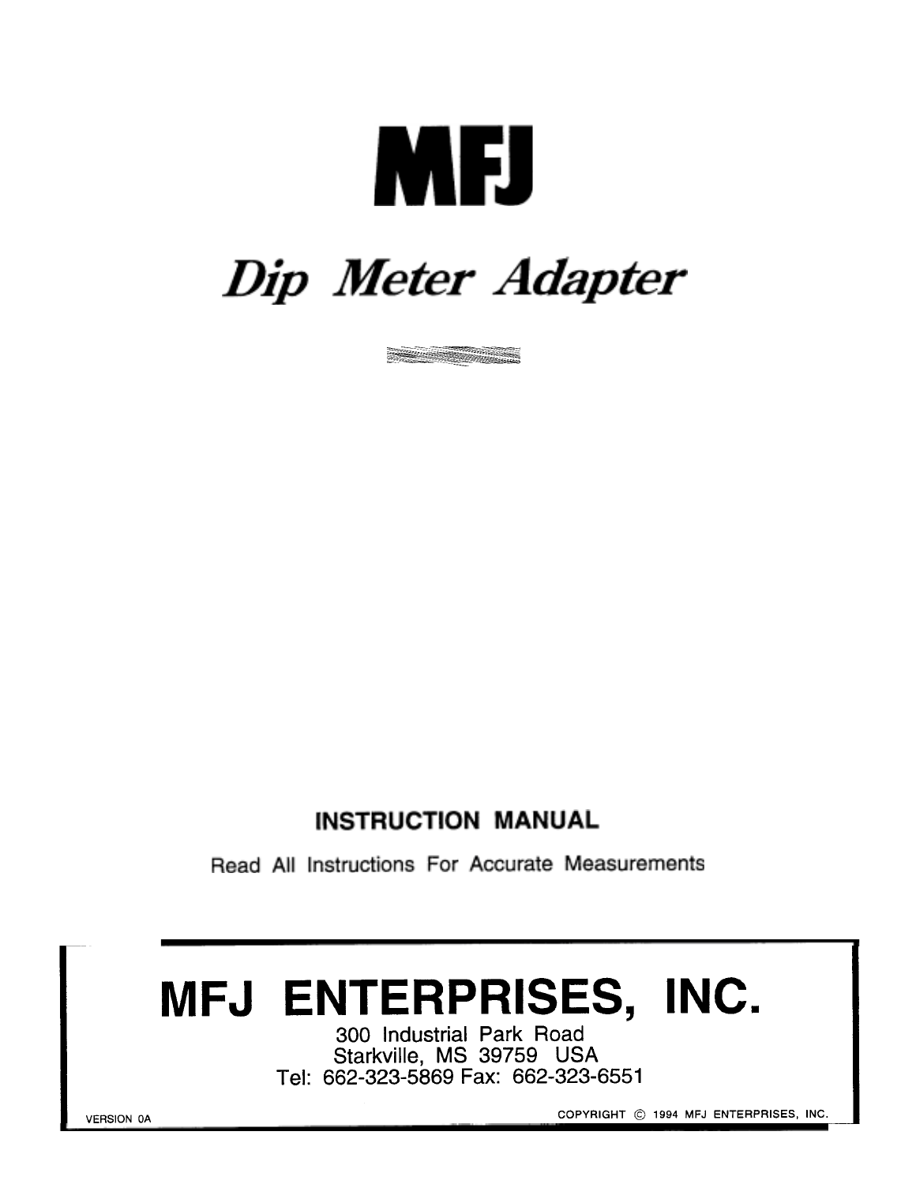# MFJ

## *Dip Meter Adapter*

**INSTRUCTION MANUAL**

Read All Instructions For Accurate Measurements

# MFJ ENTERPRISES, INC.

300 Industrial Park Road
Starkville, MS 39759 USA
Tel: 662-323-5869 Fax: 662-323-6551

VERSION 0A

COPYRIGHT © 1994 MFJ ENTERPRISES, INC.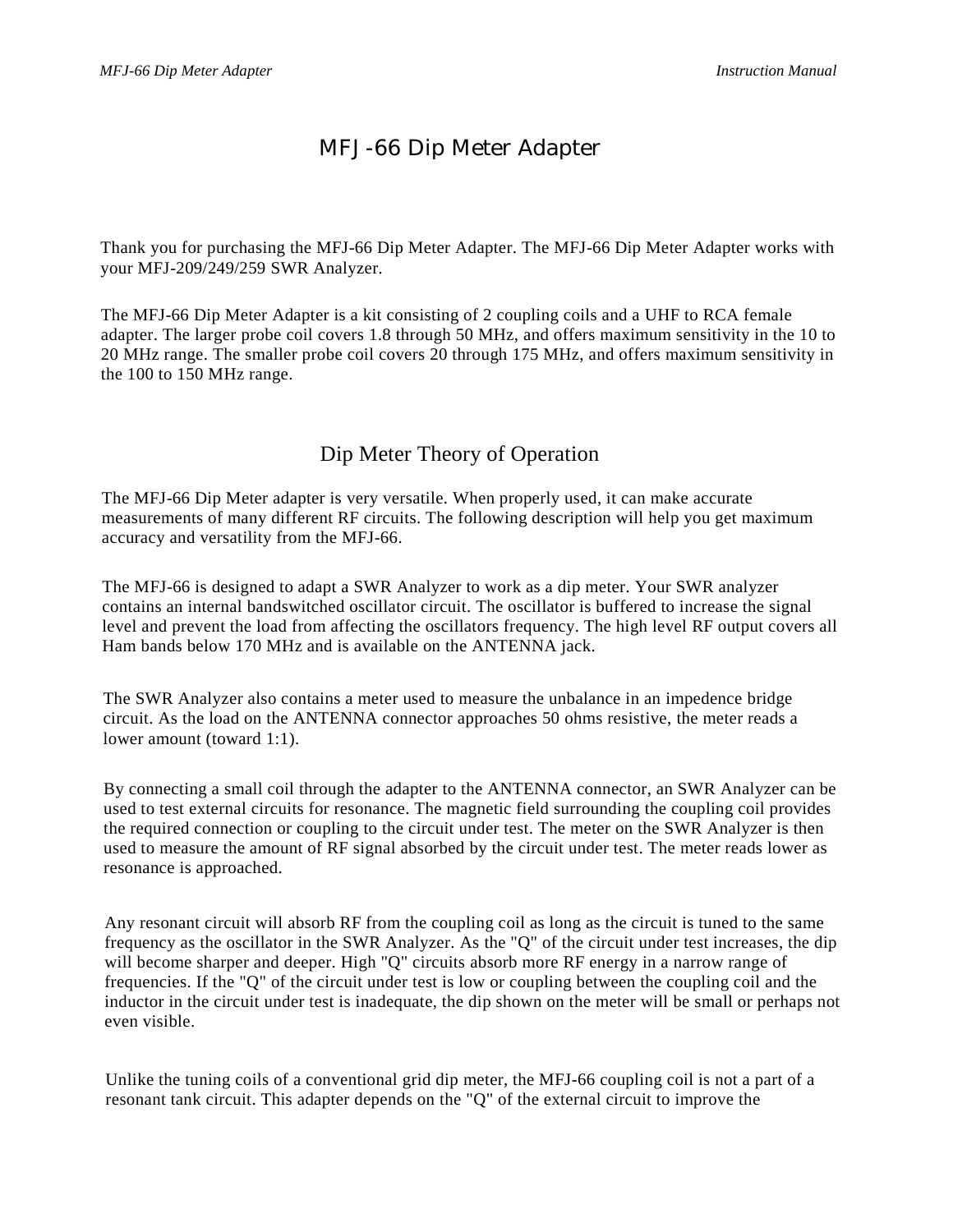# MFJ-66 Dip Meter Adapter

Thank you for purchasing the MFJ-66 Dip Meter Adapter. The MFJ-66 Dip Meter Adapter works with your MFJ-209/249/259 SWR Analyzer.

The MFJ-66 Dip Meter Adapter is a kit consisting of 2 coupling coils and a UHF to RCA female adapter. The larger probe coil covers 1.8 through 50 MHz, and offers maximum sensitivity in the 10 to 20 MHz range. The smaller probe coil covers 20 through 175 MHz, and offers maximum sensitivity in the 100 to 150 MHz range.

## Dip Meter Theory of Operation

The MFJ-66 Dip Meter adapter is very versatile. When properly used, it can make accurate measurements of many different RF circuits. The following description will help you get maximum accuracy and versatility from the MFJ-66.

The MFJ-66 is designed to adapt a SWR Analyzer to work as a dip meter. Your SWR analyzer contains an internal bandswitched oscillator circuit. The oscillator is buffered to increase the signal level and prevent the load from affecting the oscillators frequency. The high level RF output covers all Ham bands below 170 MHz and is available on the ANTENNA jack.

The SWR Analyzer also contains a meter used to measure the unbalance in an impedence bridge circuit. As the load on the ANTENNA connector approaches 50 ohms resistive, the meter reads a lower amount (toward 1:1).

By connecting a small coil through the adapter to the ANTENNA connector, an SWR Analyzer can be used to test external circuits for resonance. The magnetic field surrounding the coupling coil provides the required connection or coupling to the circuit under test. The meter on the SWR Analyzer is then used to measure the amount of RF signal absorbed by the circuit under test. The meter reads lower as resonance is approached.

Any resonant circuit will absorb RF from the coupling coil as long as the circuit is tuned to the same frequency as the oscillator in the SWR Analyzer. As the "Q" of the circuit under test increases, the dip will become sharper and deeper. High "Q" circuits absorb more RF energy in a narrow range of frequencies. If the "Q" of the circuit under test is low or coupling between the coupling coil and the inductor in the circuit under test is inadequate, the dip shown on the meter will be small or perhaps not even visible.

Unlike the tuning coils of a conventional grid dip meter, the MFJ-66 coupling coil is not a part of a resonant tank circuit. This adapter depends on the "Q" of the external circuit to improve the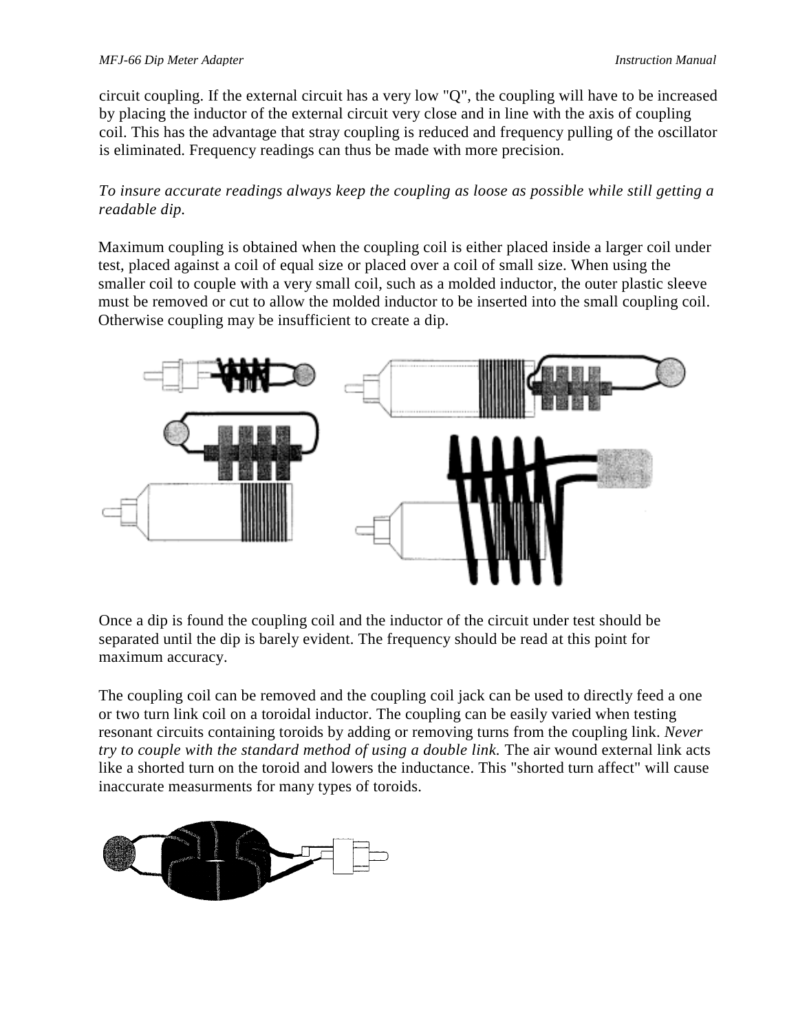circuit coupling. If the external circuit has a very low "Q", the coupling will have to be increased by placing the inductor of the external circuit very close and in line with the axis of coupling coil. This has the advantage that stray coupling is reduced and frequency pulling of the oscillator is eliminated. Frequency readings can thus be made with more precision.

*To insure accurate readings always keep the coupling as loose as possible while still getting a readable dip.*

Maximum coupling is obtained when the coupling coil is either placed inside a larger coil under test, placed against a coil of equal size or placed over a coil of small size. When using the smaller coil to couple with a very small coil, such as a molded inductor, the outer plastic sleeve must be removed or cut to allow the molded inductor to be inserted into the small coupling coil. Otherwise coupling may be insufficient to create a dip.

Once a dip is found the coupling coil and the inductor of the circuit under test should be separated until the dip is barely evident. The frequency should be read at this point for maximum accuracy.

The coupling coil can be removed and the coupling coil jack can be used to directly feed a one or two turn link coil on a toroidal inductor. The coupling can be easily varied when testing resonant circuits containing toroids by adding or removing turns from the coupling link. *Never try to couple with the standard method of using a double link.* The air wound external link acts like a shorted turn on the toroid and lowers the inductance. This "shorted turn affect" will cause inaccurate measurments for many types of toroids.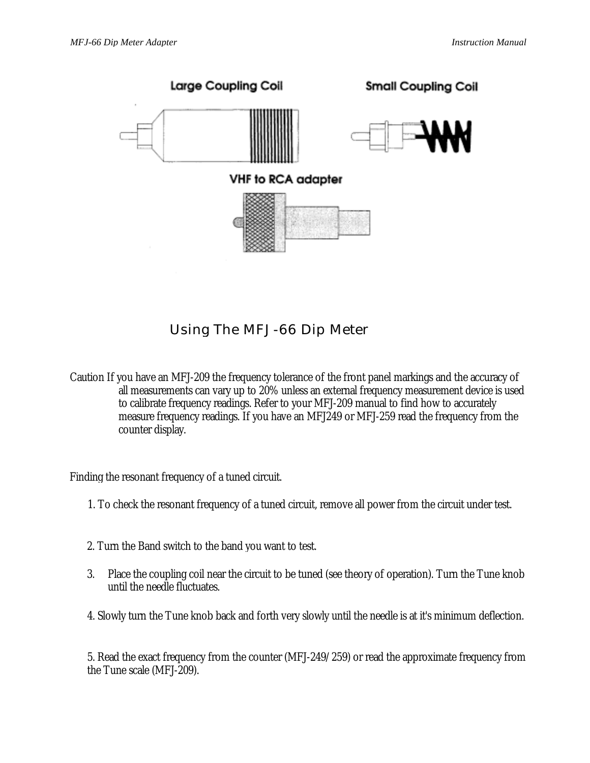Large Coupling Coil

Small Coupling Coil

VHF to RCA adapter

## Using The MFJ -66 Dip Meter

Caution If you have an MFJ-209 the frequency tolerance of the front panel markings and the accuracy of all measurements can vary up to 20% unless an external frequency measurement device is used to calibrate frequency readings. Refer to your MFJ-209 manual to find how to accurately measure frequency readings. If you have an MFJ249 or MFJ-259 read the frequency from the counter display.

Finding the resonant frequency of a tuned circuit.

1. To check the resonant frequency of a tuned circuit, remove all power from the circuit under test.

2. Turn the Band switch to the band you want to test.

3. Place the coupling coil near the circuit to be tuned (see theory of operation). Turn the Tune knob until the needle fluctuates.

4. Slowly turn the Tune knob back and forth very slowly until the needle is at it's minimum deflection.

5. Read the exact frequency from the counter (MFJ-249/259) or read the approximate frequency from the Tune scale (MFJ-209).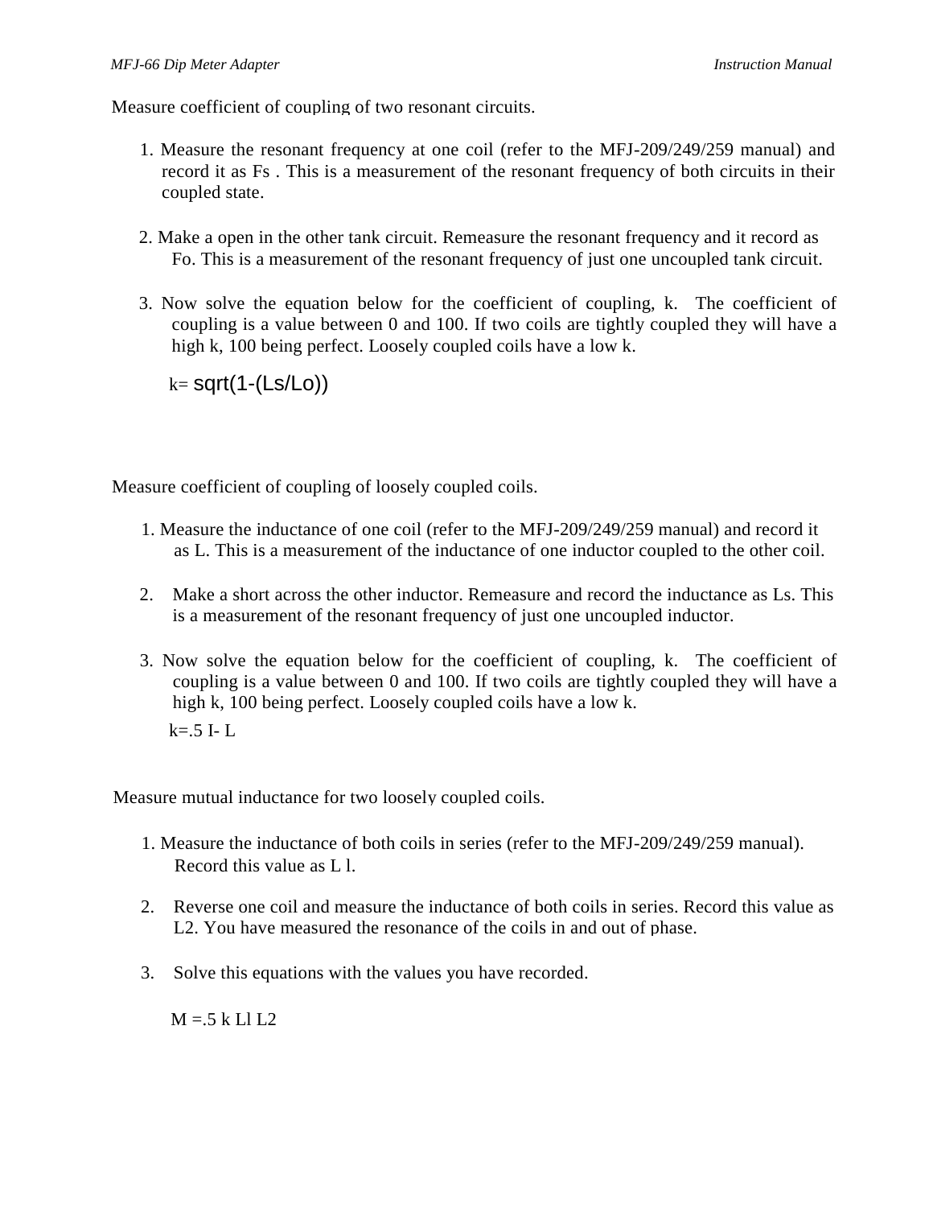Measure coefficient of coupling of two resonant circuits.

1. Measure the resonant frequency at one coil (refer to the MFJ-209/249/259 manual) and record it as Fs . This is a measurement of the resonant frequency of both circuits in their coupled state.

2. Make a open in the other tank circuit. Remeasure the resonant frequency and it record as Fo. This is a measurement of the resonant frequency of just one uncoupled tank circuit.

3. Now solve the equation below for the coefficient of coupling, k. The coefficient of coupling is a value between 0 and 100. If two coils are tightly coupled they will have a high k, 100 being perfect. Loosely coupled coils have a low k.

$$k= \mathrm{sqrt}(1-(Ls/Lo))$$

Measure coefficient of coupling of loosely coupled coils.

1. Measure the inductance of one coil (refer to the MFJ-209/249/259 manual) and record it as L. This is a measurement of the inductance of one inductor coupled to the other coil.

2. Make a short across the other inductor. Remeasure and record the inductance as Ls. This is a measurement of the resonant frequency of just one uncoupled inductor.

3. Now solve the equation below for the coefficient of coupling, k. The coefficient of coupling is a value between 0 and 100. If two coils are tightly coupled they will have a high k, 100 being perfect. Loosely coupled coils have a low k.

$$k=.5\ I- L$$

Measure mutual inductance for two loosely coupled coils.

1. Measure the inductance of both coils in series (refer to the MFJ-209/249/259 manual). Record this value as L l.

2. Reverse one coil and measure the inductance of both coils in series. Record this value as L2. You have measured the resonance of the coils in and out of phase.

3. Solve this equations with the values you have recorded.

$$M =.5\ k\ Ll\ L2$$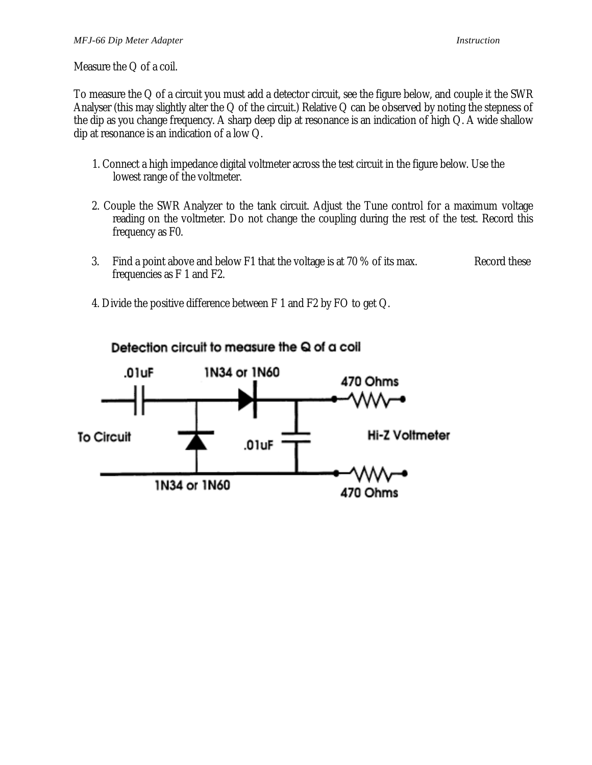Measure the Q of a coil.

To measure the Q of a circuit you must add a detector circuit, see the figure below, and couple it the SWR Analyser (this may slightly alter the Q of the circuit.) Relative Q can be observed by noting the stepness of the dip as you change frequency. A sharp deep dip at resonance is an indication of high Q. A wide shallow dip at resonance is an indication of a low Q.

1. Connect a high impedance digital voltmeter across the test circuit in the figure below. Use the lowest range of the voltmeter.

2. Couple the SWR Analyzer to the tank circuit. Adjust the Tune control for a maximum voltage reading on the voltmeter. Do not change the coupling during the rest of the test. Record this frequency as F0.

3. Find a point above and below F1 that the voltage is at 70 % of its max. Record these frequencies as F 1 and F2.

4. Divide the positive difference between F 1 and F2 by FO to get Q.

Detection circuit to measure the Q of a coil

.01uF

1N34 or 1N60

470 Ohms

To Circuit

.01uF

Hi-Z Voltmeter

1N34 or 1N60

470 Ohms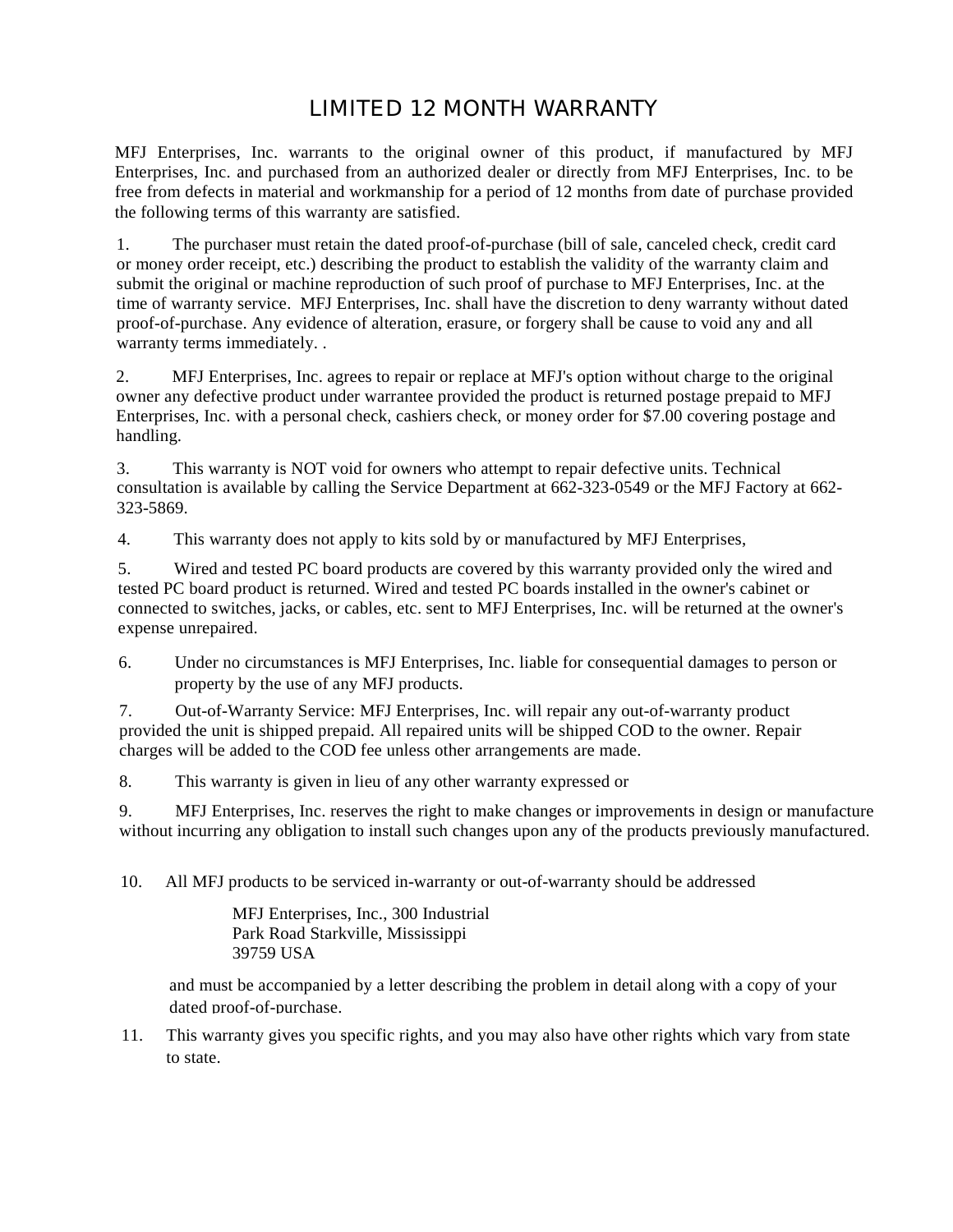# LIMITED 12 MONTH WARRANTY

MFJ Enterprises, Inc. warrants to the original owner of this product, if manufactured by MFJ Enterprises, Inc. and purchased from an authorized dealer or directly from MFJ Enterprises, Inc. to be free from defects in material and workmanship for a period of 12 months from date of purchase provided the following terms of this warranty are satisfied.

1. The purchaser must retain the dated proof-of-purchase (bill of sale, canceled check, credit card or money order receipt, etc.) describing the product to establish the validity of the warranty claim and submit the original or machine reproduction of such proof of purchase to MFJ Enterprises, Inc. at the time of warranty service. MFJ Enterprises, Inc. shall have the discretion to deny warranty without dated proof-of-purchase. Any evidence of alteration, erasure, or forgery shall be cause to void any and all warranty terms immediately. .

2. MFJ Enterprises, Inc. agrees to repair or replace at MFJ's option without charge to the original owner any defective product under warrantee provided the product is returned postage prepaid to MFJ Enterprises, Inc. with a personal check, cashiers check, or money order for $7.00 covering postage and handling.

3. This warranty is NOT void for owners who attempt to repair defective units. Technical consultation is available by calling the Service Department at 662-323-0549 or the MFJ Factory at 662-323-5869.

4. This warranty does not apply to kits sold by or manufactured by MFJ Enterprises,

5. Wired and tested PC board products are covered by this warranty provided only the wired and tested PC board product is returned. Wired and tested PC boards installed in the owner's cabinet or connected to switches, jacks, or cables, etc. sent to MFJ Enterprises, Inc. will be returned at the owner's expense unrepaired.

6. Under no circumstances is MFJ Enterprises, Inc. liable for consequential damages to person or property by the use of any MFJ products.

7. Out-of-Warranty Service: MFJ Enterprises, Inc. will repair any out-of-warranty product provided the unit is shipped prepaid. All repaired units will be shipped COD to the owner. Repair charges will be added to the COD fee unless other arrangements are made.

8. This warranty is given in lieu of any other warranty expressed or

9. MFJ Enterprises, Inc. reserves the right to make changes or improvements in design or manufacture without incurring any obligation to install such changes upon any of the products previously manufactured.

10. All MFJ products to be serviced in-warranty or out-of-warranty should be addressed

    MFJ Enterprises, Inc., 300 Industrial
    Park Road Starkville, Mississippi
    39759 USA

    and must be accompanied by a letter describing the problem in detail along with a copy of your dated proof-of-purchase.

11. This warranty gives you specific rights, and you may also have other rights which vary from state to state.